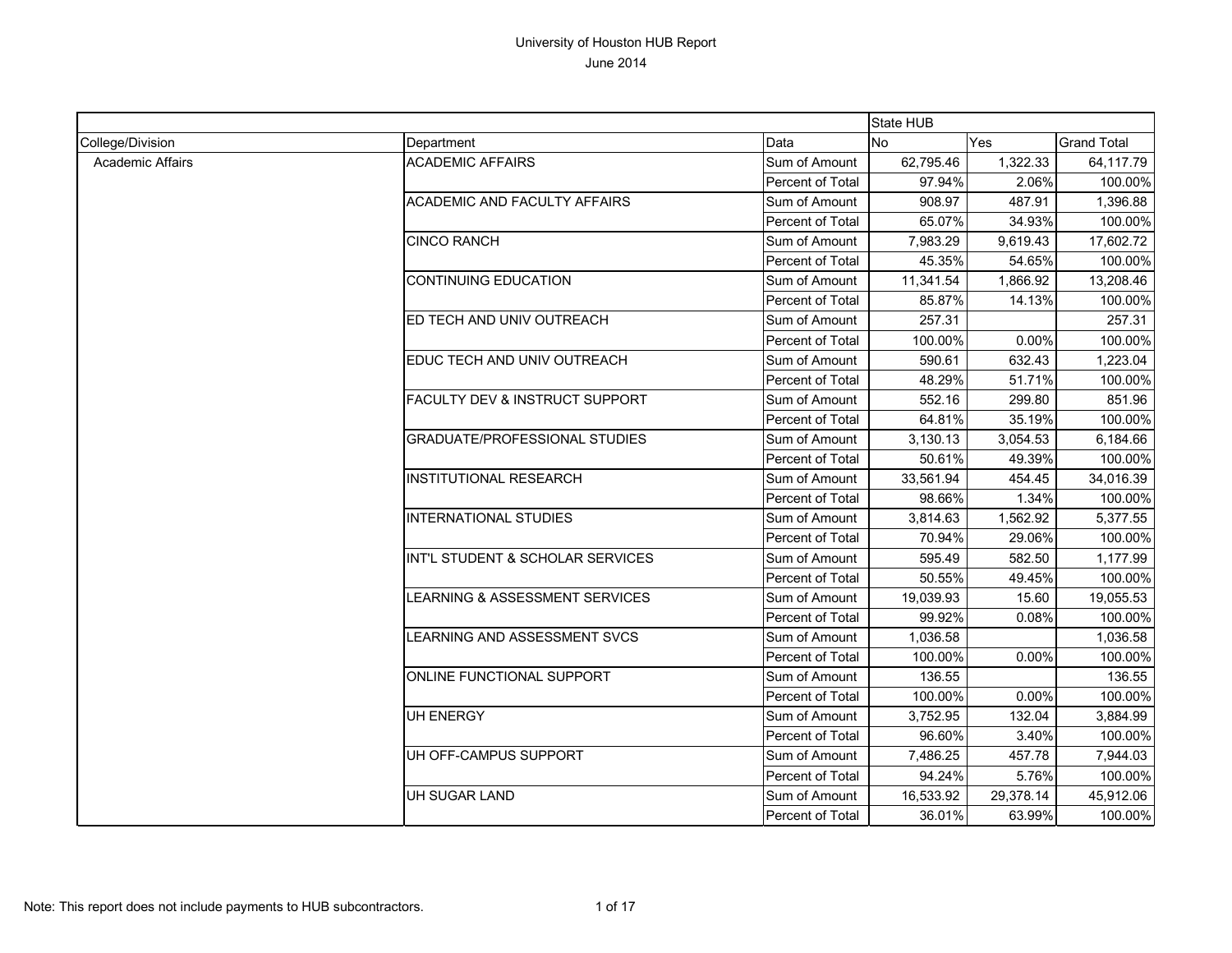University of Houston HUB Report

June 2014

| | | | State HUB | | |
|---|---|---|---|---|---|
| College/Division | Department | Data | No | Yes | Grand Total |
| Academic Affairs | ACADEMIC AFFAIRS | Sum of Amount | 62,795.46 | 1,322.33 | 64,117.79 |
| | | Percent of Total | 97.94% | 2.06% | 100.00% |
| | ACADEMIC AND FACULTY AFFAIRS | Sum of Amount | 908.97 | 487.91 | 1,396.88 |
| | | Percent of Total | 65.07% | 34.93% | 100.00% |
| | CINCO RANCH | Sum of Amount | 7,983.29 | 9,619.43 | 17,602.72 |
| | | Percent of Total | 45.35% | 54.65% | 100.00% |
| | CONTINUING EDUCATION | Sum of Amount | 11,341.54 | 1,866.92 | 13,208.46 |
| | | Percent of Total | 85.87% | 14.13% | 100.00% |
| | ED TECH AND UNIV OUTREACH | Sum of Amount | 257.31 | | 257.31 |
| | | Percent of Total | 100.00% | 0.00% | 100.00% |
| | EDUC TECH AND UNIV OUTREACH | Sum of Amount | 590.61 | 632.43 | 1,223.04 |
| | | Percent of Total | 48.29% | 51.71% | 100.00% |
| | FACULTY DEV & INSTRUCT SUPPORT | Sum of Amount | 552.16 | 299.80 | 851.96 |
| | | Percent of Total | 64.81% | 35.19% | 100.00% |
| | GRADUATE/PROFESSIONAL STUDIES | Sum of Amount | 3,130.13 | 3,054.53 | 6,184.66 |
| | | Percent of Total | 50.61% | 49.39% | 100.00% |
| | INSTITUTIONAL RESEARCH | Sum of Amount | 33,561.94 | 454.45 | 34,016.39 |
| | | Percent of Total | 98.66% | 1.34% | 100.00% |
| | INTERNATIONAL STUDIES | Sum of Amount | 3,814.63 | 1,562.92 | 5,377.55 |
| | | Percent of Total | 70.94% | 29.06% | 100.00% |
| | INT'L STUDENT & SCHOLAR SERVICES | Sum of Amount | 595.49 | 582.50 | 1,177.99 |
| | | Percent of Total | 50.55% | 49.45% | 100.00% |
| | LEARNING & ASSESSMENT SERVICES | Sum of Amount | 19,039.93 | 15.60 | 19,055.53 |
| | | Percent of Total | 99.92% | 0.08% | 100.00% |
| | LEARNING AND ASSESSMENT SVCS | Sum of Amount | 1,036.58 | | 1,036.58 |
| | | Percent of Total | 100.00% | 0.00% | 100.00% |
| | ONLINE FUNCTIONAL SUPPORT | Sum of Amount | 136.55 | | 136.55 |
| | | Percent of Total | 100.00% | 0.00% | 100.00% |
| | UH ENERGY | Sum of Amount | 3,752.95 | 132.04 | 3,884.99 |
| | | Percent of Total | 96.60% | 3.40% | 100.00% |
| | UH OFF-CAMPUS SUPPORT | Sum of Amount | 7,486.25 | 457.78 | 7,944.03 |
| | | Percent of Total | 94.24% | 5.76% | 100.00% |
| | UH SUGAR LAND | Sum of Amount | 16,533.92 | 29,378.14 | 45,912.06 |
| | | Percent of Total | 36.01% | 63.99% | 100.00% |

Note: This report does not include payments to HUB subcontractors.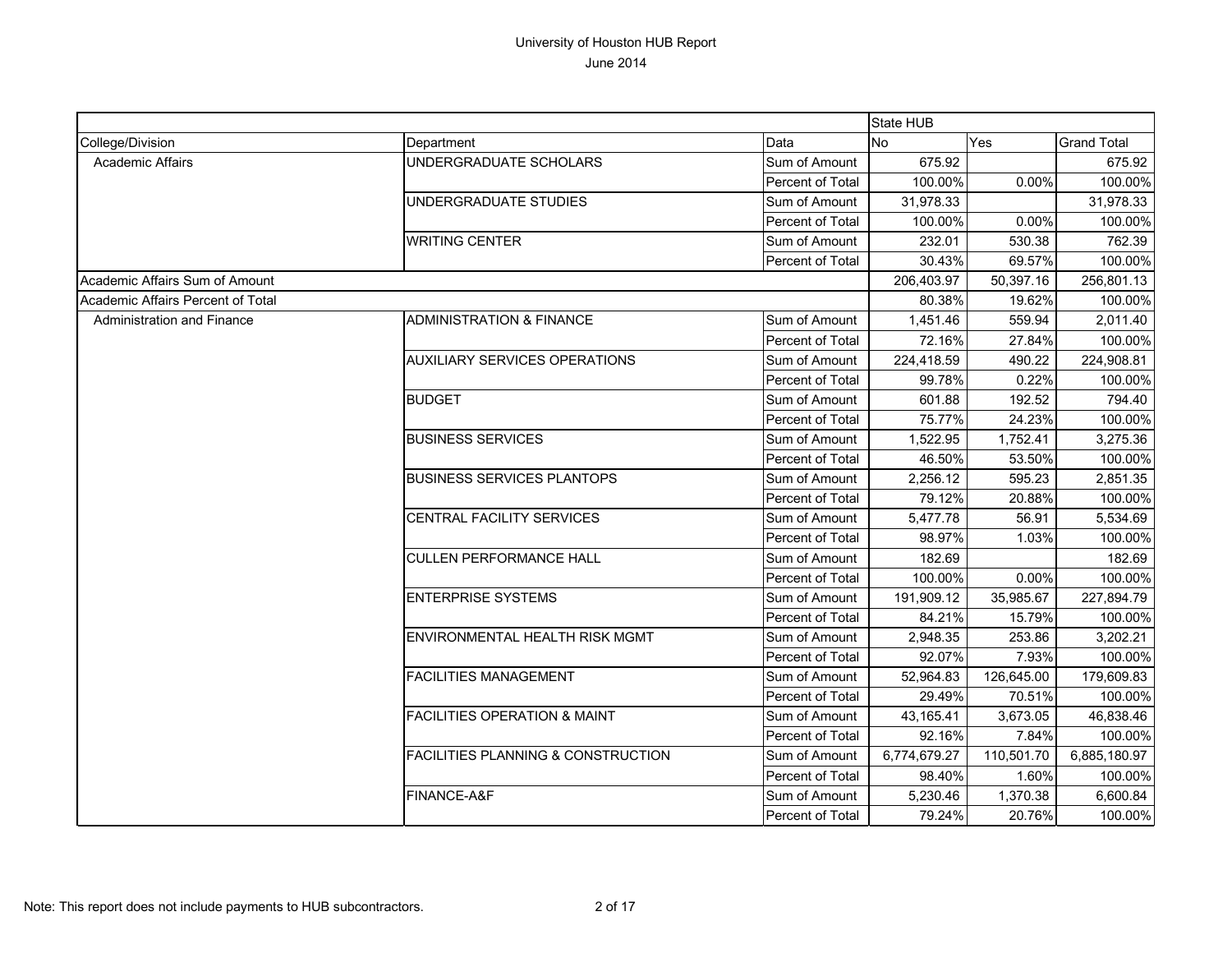# University of Houston HUB Report

June 2014

| | | | State HUB | | |
|---|---|---|---|---|---|
| College/Division | Department | Data | No | Yes | Grand Total |
| Academic Affairs | UNDERGRADUATE SCHOLARS | Sum of Amount | 675.92 | | 675.92 |
| | | Percent of Total | 100.00% | 0.00% | 100.00% |
| | UNDERGRADUATE STUDIES | Sum of Amount | 31,978.33 | | 31,978.33 |
| | | Percent of Total | 100.00% | 0.00% | 100.00% |
| | WRITING CENTER | Sum of Amount | 232.01 | 530.38 | 762.39 |
| | | Percent of Total | 30.43% | 69.57% | 100.00% |
| Academic Affairs Sum of Amount | | | 206,403.97 | 50,397.16 | 256,801.13 |
| Academic Affairs Percent of Total | | | 80.38% | 19.62% | 100.00% |
| Administration and Finance | ADMINISTRATION & FINANCE | Sum of Amount | 1,451.46 | 559.94 | 2,011.40 |
| | | Percent of Total | 72.16% | 27.84% | 100.00% |
| | AUXILIARY SERVICES OPERATIONS | Sum of Amount | 224,418.59 | 490.22 | 224,908.81 |
| | | Percent of Total | 99.78% | 0.22% | 100.00% |
| | BUDGET | Sum of Amount | 601.88 | 192.52 | 794.40 |
| | | Percent of Total | 75.77% | 24.23% | 100.00% |
| | BUSINESS SERVICES | Sum of Amount | 1,522.95 | 1,752.41 | 3,275.36 |
| | | Percent of Total | 46.50% | 53.50% | 100.00% |
| | BUSINESS SERVICES PLANTOPS | Sum of Amount | 2,256.12 | 595.23 | 2,851.35 |
| | | Percent of Total | 79.12% | 20.88% | 100.00% |
| | CENTRAL FACILITY SERVICES | Sum of Amount | 5,477.78 | 56.91 | 5,534.69 |
| | | Percent of Total | 98.97% | 1.03% | 100.00% |
| | CULLEN PERFORMANCE HALL | Sum of Amount | 182.69 | | 182.69 |
| | | Percent of Total | 100.00% | 0.00% | 100.00% |
| | ENTERPRISE SYSTEMS | Sum of Amount | 191,909.12 | 35,985.67 | 227,894.79 |
| | | Percent of Total | 84.21% | 15.79% | 100.00% |
| | ENVIRONMENTAL HEALTH RISK MGMT | Sum of Amount | 2,948.35 | 253.86 | 3,202.21 |
| | | Percent of Total | 92.07% | 7.93% | 100.00% |
| | FACILITIES MANAGEMENT | Sum of Amount | 52,964.83 | 126,645.00 | 179,609.83 |
| | | Percent of Total | 29.49% | 70.51% | 100.00% |
| | FACILITIES OPERATION & MAINT | Sum of Amount | 43,165.41 | 3,673.05 | 46,838.46 |
| | | Percent of Total | 92.16% | 7.84% | 100.00% |
| | FACILITIES PLANNING & CONSTRUCTION | Sum of Amount | 6,774,679.27 | 110,501.70 | 6,885,180.97 |
| | | Percent of Total | 98.40% | 1.60% | 100.00% |
| | FINANCE-A&F | Sum of Amount | 5,230.46 | 1,370.38 | 6,600.84 |
| | | Percent of Total | 79.24% | 20.76% | 100.00% |

Note: This report does not include payments to HUB subcontractors.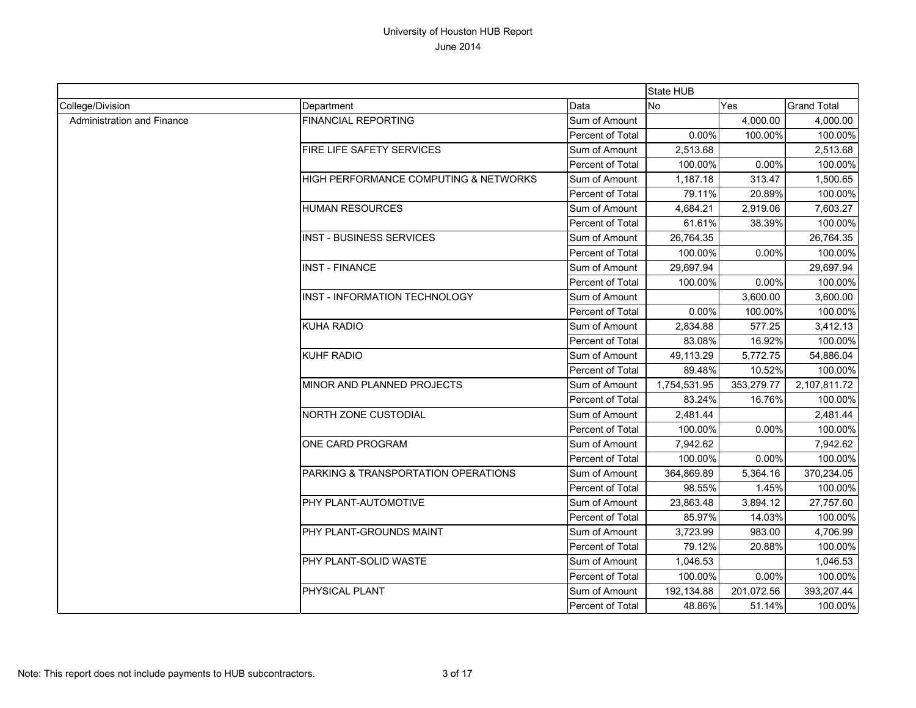# University of Houston HUB Report

June 2014

| | | | State HUB | | |
|---|---|---|---|---|---|
| College/Division | Department | Data | No | Yes | Grand Total |
| Administration and Finance | FINANCIAL REPORTING | Sum of Amount | | 4,000.00 | 4,000.00 |
| | | Percent of Total | 0.00% | 100.00% | 100.00% |
| | FIRE LIFE SAFETY SERVICES | Sum of Amount | 2,513.68 | | 2,513.68 |
| | | Percent of Total | 100.00% | 0.00% | 100.00% |
| | HIGH PERFORMANCE COMPUTING & NETWORKS | Sum of Amount | 1,187.18 | 313.47 | 1,500.65 |
| | | Percent of Total | 79.11% | 20.89% | 100.00% |
| | HUMAN RESOURCES | Sum of Amount | 4,684.21 | 2,919.06 | 7,603.27 |
| | | Percent of Total | 61.61% | 38.39% | 100.00% |
| | INST - BUSINESS SERVICES | Sum of Amount | 26,764.35 | | 26,764.35 |
| | | Percent of Total | 100.00% | 0.00% | 100.00% |
| | INST - FINANCE | Sum of Amount | 29,697.94 | | 29,697.94 |
| | | Percent of Total | 100.00% | 0.00% | 100.00% |
| | INST - INFORMATION TECHNOLOGY | Sum of Amount | | 3,600.00 | 3,600.00 |
| | | Percent of Total | 0.00% | 100.00% | 100.00% |
| | KUHA RADIO | Sum of Amount | 2,834.88 | 577.25 | 3,412.13 |
| | | Percent of Total | 83.08% | 16.92% | 100.00% |
| | KUHF RADIO | Sum of Amount | 49,113.29 | 5,772.75 | 54,886.04 |
| | | Percent of Total | 89.48% | 10.52% | 100.00% |
| | MINOR AND PLANNED PROJECTS | Sum of Amount | 1,754,531.95 | 353,279.77 | 2,107,811.72 |
| | | Percent of Total | 83.24% | 16.76% | 100.00% |
| | NORTH ZONE CUSTODIAL | Sum of Amount | 2,481.44 | | 2,481.44 |
| | | Percent of Total | 100.00% | 0.00% | 100.00% |
| | ONE CARD PROGRAM | Sum of Amount | 7,942.62 | | 7,942.62 |
| | | Percent of Total | 100.00% | 0.00% | 100.00% |
| | PARKING & TRANSPORTATION OPERATIONS | Sum of Amount | 364,869.89 | 5,364.16 | 370,234.05 |
| | | Percent of Total | 98.55% | 1.45% | 100.00% |
| | PHY PLANT-AUTOMOTIVE | Sum of Amount | 23,863.48 | 3,894.12 | 27,757.60 |
| | | Percent of Total | 85.97% | 14.03% | 100.00% |
| | PHY PLANT-GROUNDS MAINT | Sum of Amount | 3,723.99 | 983.00 | 4,706.99 |
| | | Percent of Total | 79.12% | 20.88% | 100.00% |
| | PHY PLANT-SOLID WASTE | Sum of Amount | 1,046.53 | | 1,046.53 |
| | | Percent of Total | 100.00% | 0.00% | 100.00% |
| | PHYSICAL PLANT | Sum of Amount | 192,134.88 | 201,072.56 | 393,207.44 |
| | | Percent of Total | 48.86% | 51.14% | 100.00% |

Note: This report does not include payments to HUB subcontractors.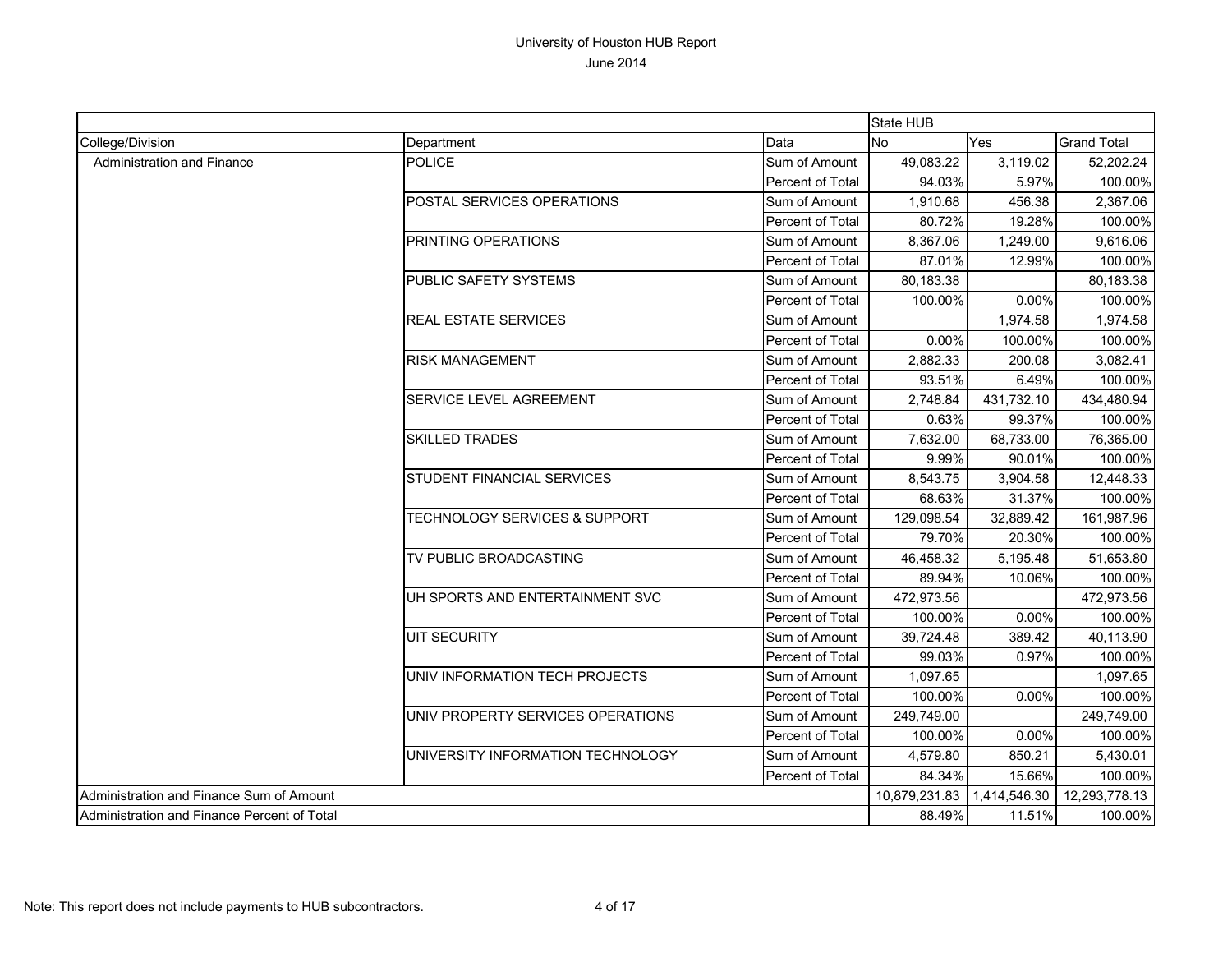# University of Houston HUB Report

June 2014

| College/Division | Department | Data | State HUB No | Yes | Grand Total |
|---|---|---|---|---|---|
| Administration and Finance | POLICE | Sum of Amount | 49,083.22 | 3,119.02 | 52,202.24 |
| | | Percent of Total | 94.03% | 5.97% | 100.00% |
| | POSTAL SERVICES OPERATIONS | Sum of Amount | 1,910.68 | 456.38 | 2,367.06 |
| | | Percent of Total | 80.72% | 19.28% | 100.00% |
| | PRINTING OPERATIONS | Sum of Amount | 8,367.06 | 1,249.00 | 9,616.06 |
| | | Percent of Total | 87.01% | 12.99% | 100.00% |
| | PUBLIC SAFETY SYSTEMS | Sum of Amount | 80,183.38 | | 80,183.38 |
| | | Percent of Total | 100.00% | 0.00% | 100.00% |
| | REAL ESTATE SERVICES | Sum of Amount | | 1,974.58 | 1,974.58 |
| | | Percent of Total | 0.00% | 100.00% | 100.00% |
| | RISK MANAGEMENT | Sum of Amount | 2,882.33 | 200.08 | 3,082.41 |
| | | Percent of Total | 93.51% | 6.49% | 100.00% |
| | SERVICE LEVEL AGREEMENT | Sum of Amount | 2,748.84 | 431,732.10 | 434,480.94 |
| | | Percent of Total | 0.63% | 99.37% | 100.00% |
| | SKILLED TRADES | Sum of Amount | 7,632.00 | 68,733.00 | 76,365.00 |
| | | Percent of Total | 9.99% | 90.01% | 100.00% |
| | STUDENT FINANCIAL SERVICES | Sum of Amount | 8,543.75 | 3,904.58 | 12,448.33 |
| | | Percent of Total | 68.63% | 31.37% | 100.00% |
| | TECHNOLOGY SERVICES & SUPPORT | Sum of Amount | 129,098.54 | 32,889.42 | 161,987.96 |
| | | Percent of Total | 79.70% | 20.30% | 100.00% |
| | TV PUBLIC BROADCASTING | Sum of Amount | 46,458.32 | 5,195.48 | 51,653.80 |
| | | Percent of Total | 89.94% | 10.06% | 100.00% |
| | UH SPORTS AND ENTERTAINMENT SVC | Sum of Amount | 472,973.56 | | 472,973.56 |
| | | Percent of Total | 100.00% | 0.00% | 100.00% |
| | UIT SECURITY | Sum of Amount | 39,724.48 | 389.42 | 40,113.90 |
| | | Percent of Total | 99.03% | 0.97% | 100.00% |
| | UNIV INFORMATION TECH PROJECTS | Sum of Amount | 1,097.65 | | 1,097.65 |
| | | Percent of Total | 100.00% | 0.00% | 100.00% |
| | UNIV PROPERTY SERVICES OPERATIONS | Sum of Amount | 249,749.00 | | 249,749.00 |
| | | Percent of Total | 100.00% | 0.00% | 100.00% |
| | UNIVERSITY INFORMATION TECHNOLOGY | Sum of Amount | 4,579.80 | 850.21 | 5,430.01 |
| | | Percent of Total | 84.34% | 15.66% | 100.00% |
| Administration and Finance Sum of Amount | | | 10,879,231.83 | 1,414,546.30 | 12,293,778.13 |
| Administration and Finance Percent of Total | | | 88.49% | 11.51% | 100.00% |

Note: This report does not include payments to HUB subcontractors.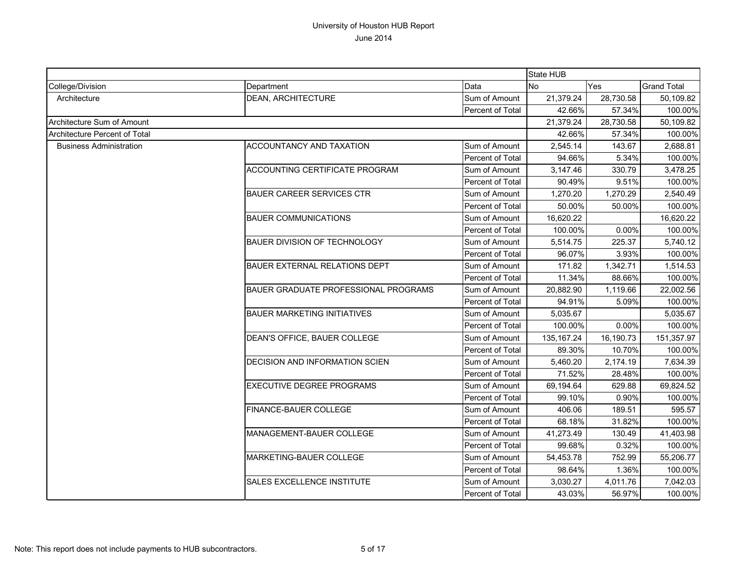# University of Houston HUB Report

June 2014

| College/Division | Department | Data | State HUB No | Yes | Grand Total |
|---|---|---|---|---|---|
| Architecture | DEAN, ARCHITECTURE | Sum of Amount | 21,379.24 | 28,730.58 | 50,109.82 |
| | | Percent of Total | 42.66% | 57.34% | 100.00% |
| Architecture Sum of Amount | | | 21,379.24 | 28,730.58 | 50,109.82 |
| Architecture Percent of Total | | | 42.66% | 57.34% | 100.00% |
| Business Administration | ACCOUNTANCY AND TAXATION | Sum of Amount | 2,545.14 | 143.67 | 2,688.81 |
| | | Percent of Total | 94.66% | 5.34% | 100.00% |
| | ACCOUNTING CERTIFICATE PROGRAM | Sum of Amount | 3,147.46 | 330.79 | 3,478.25 |
| | | Percent of Total | 90.49% | 9.51% | 100.00% |
| | BAUER CAREER SERVICES CTR | Sum of Amount | 1,270.20 | 1,270.29 | 2,540.49 |
| | | Percent of Total | 50.00% | 50.00% | 100.00% |
| | BAUER COMMUNICATIONS | Sum of Amount | 16,620.22 | | 16,620.22 |
| | | Percent of Total | 100.00% | 0.00% | 100.00% |
| | BAUER DIVISION OF TECHNOLOGY | Sum of Amount | 5,514.75 | 225.37 | 5,740.12 |
| | | Percent of Total | 96.07% | 3.93% | 100.00% |
| | BAUER EXTERNAL RELATIONS DEPT | Sum of Amount | 171.82 | 1,342.71 | 1,514.53 |
| | | Percent of Total | 11.34% | 88.66% | 100.00% |
| | BAUER GRADUATE PROFESSIONAL PROGRAMS | Sum of Amount | 20,882.90 | 1,119.66 | 22,002.56 |
| | | Percent of Total | 94.91% | 5.09% | 100.00% |
| | BAUER MARKETING INITIATIVES | Sum of Amount | 5,035.67 | | 5,035.67 |
| | | Percent of Total | 100.00% | 0.00% | 100.00% |
| | DEAN'S OFFICE, BAUER COLLEGE | Sum of Amount | 135,167.24 | 16,190.73 | 151,357.97 |
| | | Percent of Total | 89.30% | 10.70% | 100.00% |
| | DECISION AND INFORMATION SCIEN | Sum of Amount | 5,460.20 | 2,174.19 | 7,634.39 |
| | | Percent of Total | 71.52% | 28.48% | 100.00% |
| | EXECUTIVE DEGREE PROGRAMS | Sum of Amount | 69,194.64 | 629.88 | 69,824.52 |
| | | Percent of Total | 99.10% | 0.90% | 100.00% |
| | FINANCE-BAUER COLLEGE | Sum of Amount | 406.06 | 189.51 | 595.57 |
| | | Percent of Total | 68.18% | 31.82% | 100.00% |
| | MANAGEMENT-BAUER COLLEGE | Sum of Amount | 41,273.49 | 130.49 | 41,403.98 |
| | | Percent of Total | 99.68% | 0.32% | 100.00% |
| | MARKETING-BAUER COLLEGE | Sum of Amount | 54,453.78 | 752.99 | 55,206.77 |
| | | Percent of Total | 98.64% | 1.36% | 100.00% |
| | SALES EXCELLENCE INSTITUTE | Sum of Amount | 3,030.27 | 4,011.76 | 7,042.03 |
| | | Percent of Total | 43.03% | 56.97% | 100.00% |

Note: This report does not include payments to HUB subcontractors.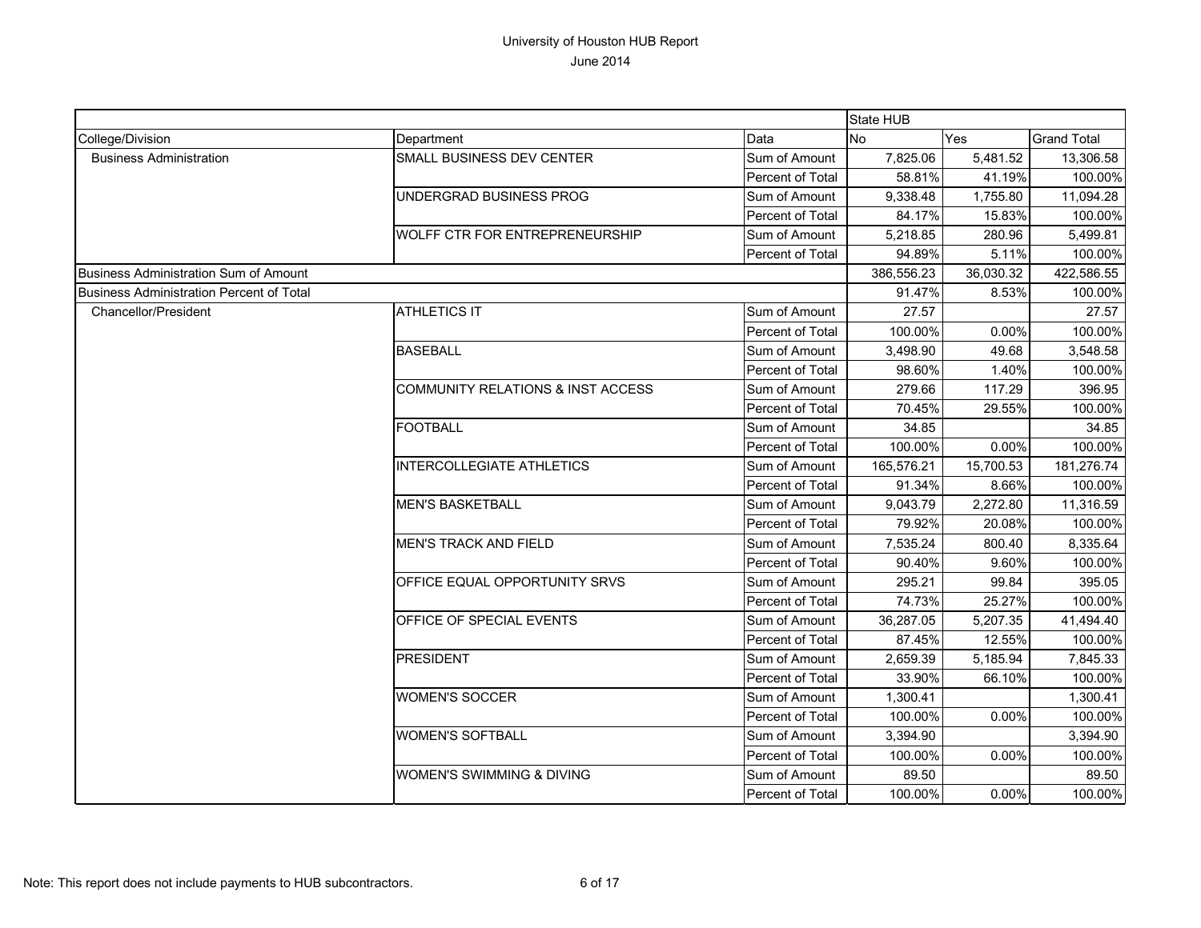# University of Houston HUB Report

June 2014

| | | | State HUB | | |
|---|---|---|---|---|---|
| College/Division | Department | Data | No | Yes | Grand Total |
| Business Administration | SMALL BUSINESS DEV CENTER | Sum of Amount | 7,825.06 | 5,481.52 | 13,306.58 |
| | | Percent of Total | 58.81% | 41.19% | 100.00% |
| | UNDERGRAD BUSINESS PROG | Sum of Amount | 9,338.48 | 1,755.80 | 11,094.28 |
| | | Percent of Total | 84.17% | 15.83% | 100.00% |
| | WOLFF CTR FOR ENTREPRENEURSHIP | Sum of Amount | 5,218.85 | 280.96 | 5,499.81 |
| | | Percent of Total | 94.89% | 5.11% | 100.00% |
| Business Administration Sum of Amount | | | 386,556.23 | 36,030.32 | 422,586.55 |
| Business Administration Percent of Total | | | 91.47% | 8.53% | 100.00% |
| Chancellor/President | ATHLETICS IT | Sum of Amount | 27.57 | | 27.57 |
| | | Percent of Total | 100.00% | 0.00% | 100.00% |
| | BASEBALL | Sum of Amount | 3,498.90 | 49.68 | 3,548.58 |
| | | Percent of Total | 98.60% | 1.40% | 100.00% |
| | COMMUNITY RELATIONS & INST ACCESS | Sum of Amount | 279.66 | 117.29 | 396.95 |
| | | Percent of Total | 70.45% | 29.55% | 100.00% |
| | FOOTBALL | Sum of Amount | 34.85 | | 34.85 |
| | | Percent of Total | 100.00% | 0.00% | 100.00% |
| | INTERCOLLEGIATE ATHLETICS | Sum of Amount | 165,576.21 | 15,700.53 | 181,276.74 |
| | | Percent of Total | 91.34% | 8.66% | 100.00% |
| | MEN'S BASKETBALL | Sum of Amount | 9,043.79 | 2,272.80 | 11,316.59 |
| | | Percent of Total | 79.92% | 20.08% | 100.00% |
| | MEN'S TRACK AND FIELD | Sum of Amount | 7,535.24 | 800.40 | 8,335.64 |
| | | Percent of Total | 90.40% | 9.60% | 100.00% |
| | OFFICE EQUAL OPPORTUNITY SRVS | Sum of Amount | 295.21 | 99.84 | 395.05 |
| | | Percent of Total | 74.73% | 25.27% | 100.00% |
| | OFFICE OF SPECIAL EVENTS | Sum of Amount | 36,287.05 | 5,207.35 | 41,494.40 |
| | | Percent of Total | 87.45% | 12.55% | 100.00% |
| | PRESIDENT | Sum of Amount | 2,659.39 | 5,185.94 | 7,845.33 |
| | | Percent of Total | 33.90% | 66.10% | 100.00% |
| | WOMEN'S SOCCER | Sum of Amount | 1,300.41 | | 1,300.41 |
| | | Percent of Total | 100.00% | 0.00% | 100.00% |
| | WOMEN'S SOFTBALL | Sum of Amount | 3,394.90 | | 3,394.90 |
| | | Percent of Total | 100.00% | 0.00% | 100.00% |
| | WOMEN'S SWIMMING & DIVING | Sum of Amount | 89.50 | | 89.50 |
| | | Percent of Total | 100.00% | 0.00% | 100.00% |

Note: This report does not include payments to HUB subcontractors.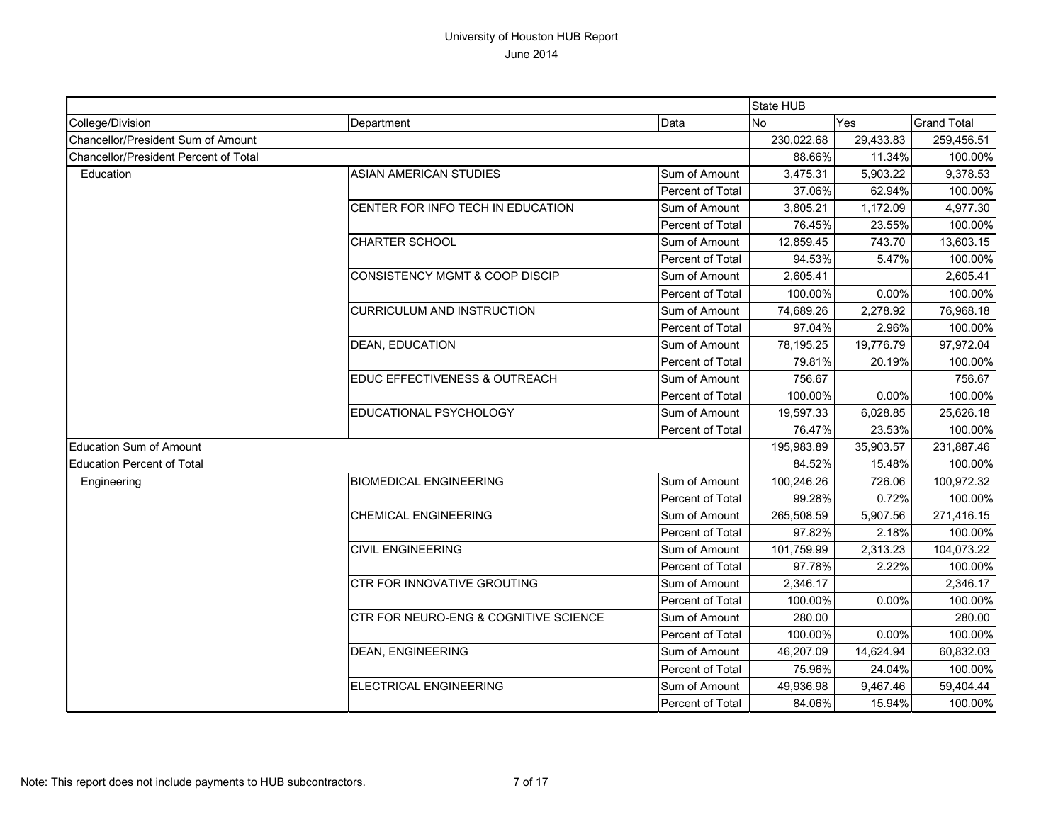# University of Houston HUB Report

June 2014

| | | | State HUB | | |
|---|---|---|---|---|---|
| College/Division | Department | Data | No | Yes | Grand Total |
| Chancellor/President Sum of Amount | | | 230,022.68 | 29,433.83 | 259,456.51 |
| Chancellor/President Percent of Total | | | 88.66% | 11.34% | 100.00% |
| Education | ASIAN AMERICAN STUDIES | Sum of Amount | 3,475.31 | 5,903.22 | 9,378.53 |
| | | Percent of Total | 37.06% | 62.94% | 100.00% |
| | CENTER FOR INFO TECH IN EDUCATION | Sum of Amount | 3,805.21 | 1,172.09 | 4,977.30 |
| | | Percent of Total | 76.45% | 23.55% | 100.00% |
| | CHARTER SCHOOL | Sum of Amount | 12,859.45 | 743.70 | 13,603.15 |
| | | Percent of Total | 94.53% | 5.47% | 100.00% |
| | CONSISTENCY MGMT & COOP DISCIP | Sum of Amount | 2,605.41 | | 2,605.41 |
| | | Percent of Total | 100.00% | 0.00% | 100.00% |
| | CURRICULUM AND INSTRUCTION | Sum of Amount | 74,689.26 | 2,278.92 | 76,968.18 |
| | | Percent of Total | 97.04% | 2.96% | 100.00% |
| | DEAN, EDUCATION | Sum of Amount | 78,195.25 | 19,776.79 | 97,972.04 |
| | | Percent of Total | 79.81% | 20.19% | 100.00% |
| | EDUC EFFECTIVENESS & OUTREACH | Sum of Amount | 756.67 | | 756.67 |
| | | Percent of Total | 100.00% | 0.00% | 100.00% |
| | EDUCATIONAL PSYCHOLOGY | Sum of Amount | 19,597.33 | 6,028.85 | 25,626.18 |
| | | Percent of Total | 76.47% | 23.53% | 100.00% |
| Education Sum of Amount | | | 195,983.89 | 35,903.57 | 231,887.46 |
| Education Percent of Total | | | 84.52% | 15.48% | 100.00% |
| Engineering | BIOMEDICAL ENGINEERING | Sum of Amount | 100,246.26 | 726.06 | 100,972.32 |
| | | Percent of Total | 99.28% | 0.72% | 100.00% |
| | CHEMICAL ENGINEERING | Sum of Amount | 265,508.59 | 5,907.56 | 271,416.15 |
| | | Percent of Total | 97.82% | 2.18% | 100.00% |
| | CIVIL ENGINEERING | Sum of Amount | 101,759.99 | 2,313.23 | 104,073.22 |
| | | Percent of Total | 97.78% | 2.22% | 100.00% |
| | CTR FOR INNOVATIVE GROUTING | Sum of Amount | 2,346.17 | | 2,346.17 |
| | | Percent of Total | 100.00% | 0.00% | 100.00% |
| | CTR FOR NEURO-ENG & COGNITIVE SCIENCE | Sum of Amount | 280.00 | | 280.00 |
| | | Percent of Total | 100.00% | 0.00% | 100.00% |
| | DEAN, ENGINEERING | Sum of Amount | 46,207.09 | 14,624.94 | 60,832.03 |
| | | Percent of Total | 75.96% | 24.04% | 100.00% |
| | ELECTRICAL ENGINEERING | Sum of Amount | 49,936.98 | 9,467.46 | 59,404.44 |
| | | Percent of Total | 84.06% | 15.94% | 100.00% |

Note: This report does not include payments to HUB subcontractors.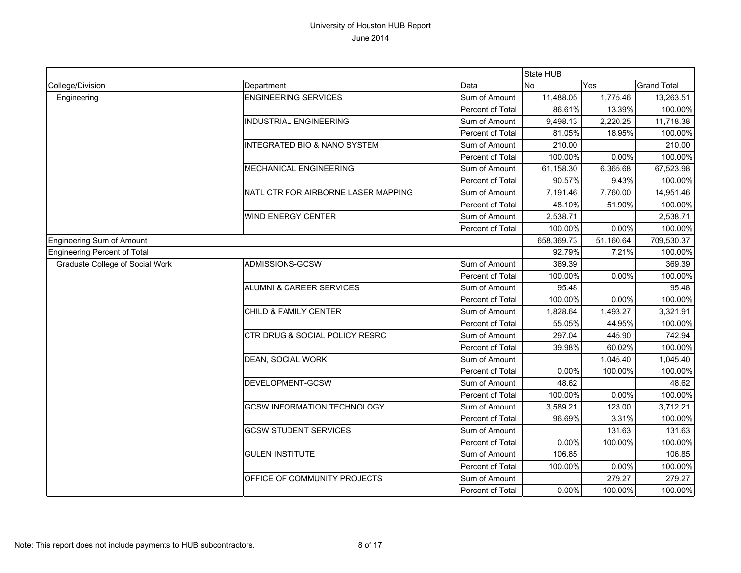University of Houston HUB Report
June 2014

| | | | State HUB | | |
|---|---|---|---|---|---|
| College/Division | Department | Data | No | Yes | Grand Total |
| Engineering | ENGINEERING SERVICES | Sum of Amount | 11,488.05 | 1,775.46 | 13,263.51 |
| | | Percent of Total | 86.61% | 13.39% | 100.00% |
| | INDUSTRIAL ENGINEERING | Sum of Amount | 9,498.13 | 2,220.25 | 11,718.38 |
| | | Percent of Total | 81.05% | 18.95% | 100.00% |
| | INTEGRATED BIO & NANO SYSTEM | Sum of Amount | 210.00 | | 210.00 |
| | | Percent of Total | 100.00% | 0.00% | 100.00% |
| | MECHANICAL ENGINEERING | Sum of Amount | 61,158.30 | 6,365.68 | 67,523.98 |
| | | Percent of Total | 90.57% | 9.43% | 100.00% |
| | NATL CTR FOR AIRBORNE LASER MAPPING | Sum of Amount | 7,191.46 | 7,760.00 | 14,951.46 |
| | | Percent of Total | 48.10% | 51.90% | 100.00% |
| | WIND ENERGY CENTER | Sum of Amount | 2,538.71 | | 2,538.71 |
| | | Percent of Total | 100.00% | 0.00% | 100.00% |
| Engineering Sum of Amount | | | 658,369.73 | 51,160.64 | 709,530.37 |
| Engineering Percent of Total | | | 92.79% | 7.21% | 100.00% |
| Graduate College of Social Work | ADMISSIONS-GCSW | Sum of Amount | 369.39 | | 369.39 |
| | | Percent of Total | 100.00% | 0.00% | 100.00% |
| | ALUMNI & CAREER SERVICES | Sum of Amount | 95.48 | | 95.48 |
| | | Percent of Total | 100.00% | 0.00% | 100.00% |
| | CHILD & FAMILY CENTER | Sum of Amount | 1,828.64 | 1,493.27 | 3,321.91 |
| | | Percent of Total | 55.05% | 44.95% | 100.00% |
| | CTR DRUG & SOCIAL POLICY RESRC | Sum of Amount | 297.04 | 445.90 | 742.94 |
| | | Percent of Total | 39.98% | 60.02% | 100.00% |
| | DEAN, SOCIAL WORK | Sum of Amount | | 1,045.40 | 1,045.40 |
| | | Percent of Total | 0.00% | 100.00% | 100.00% |
| | DEVELOPMENT-GCSW | Sum of Amount | 48.62 | | 48.62 |
| | | Percent of Total | 100.00% | 0.00% | 100.00% |
| | GCSW INFORMATION TECHNOLOGY | Sum of Amount | 3,589.21 | 123.00 | 3,712.21 |
| | | Percent of Total | 96.69% | 3.31% | 100.00% |
| | GCSW STUDENT SERVICES | Sum of Amount | | 131.63 | 131.63 |
| | | Percent of Total | 0.00% | 100.00% | 100.00% |
| | GULEN INSTITUTE | Sum of Amount | 106.85 | | 106.85 |
| | | Percent of Total | 100.00% | 0.00% | 100.00% |
| | OFFICE OF COMMUNITY PROJECTS | Sum of Amount | | 279.27 | 279.27 |
| | | Percent of Total | 0.00% | 100.00% | 100.00% |

Note: This report does not include payments to HUB subcontractors.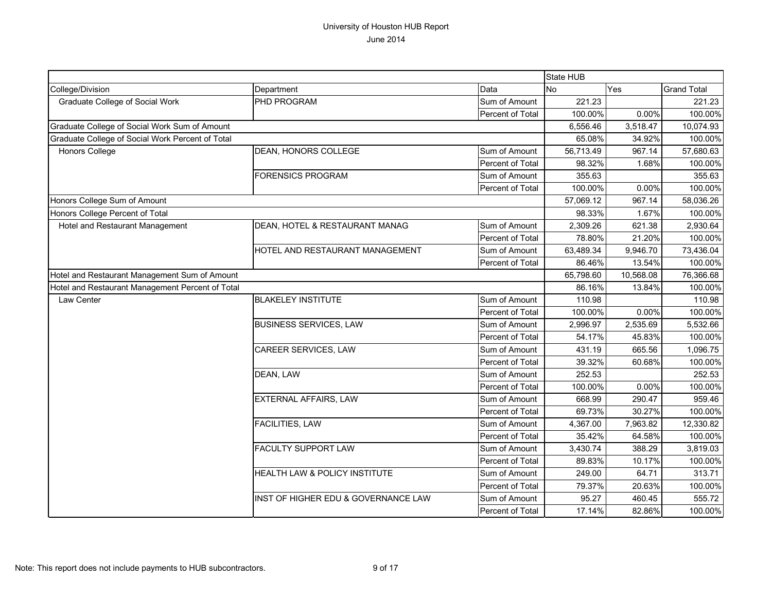# University of Houston HUB Report

June 2014

| | | | State HUB | | |
|---|---|---|---|---|---|
| College/Division | Department | Data | No | Yes | Grand Total |
| Graduate College of Social Work | PHD PROGRAM | Sum of Amount | 221.23 | | 221.23 |
| | | Percent of Total | 100.00% | 0.00% | 100.00% |
| Graduate College of Social Work Sum of Amount | | | 6,556.46 | 3,518.47 | 10,074.93 |
| Graduate College of Social Work Percent of Total | | | 65.08% | 34.92% | 100.00% |
| Honors College | DEAN, HONORS COLLEGE | Sum of Amount | 56,713.49 | 967.14 | 57,680.63 |
| | | Percent of Total | 98.32% | 1.68% | 100.00% |
| | FORENSICS PROGRAM | Sum of Amount | 355.63 | | 355.63 |
| | | Percent of Total | 100.00% | 0.00% | 100.00% |
| Honors College Sum of Amount | | | 57,069.12 | 967.14 | 58,036.26 |
| Honors College Percent of Total | | | 98.33% | 1.67% | 100.00% |
| Hotel and Restaurant Management | DEAN, HOTEL & RESTAURANT MANAG | Sum of Amount | 2,309.26 | 621.38 | 2,930.64 |
| | | Percent of Total | 78.80% | 21.20% | 100.00% |
| | HOTEL AND RESTAURANT MANAGEMENT | Sum of Amount | 63,489.34 | 9,946.70 | 73,436.04 |
| | | Percent of Total | 86.46% | 13.54% | 100.00% |
| Hotel and Restaurant Management Sum of Amount | | | 65,798.60 | 10,568.08 | 76,366.68 |
| Hotel and Restaurant Management Percent of Total | | | 86.16% | 13.84% | 100.00% |
| Law Center | BLAKELEY INSTITUTE | Sum of Amount | 110.98 | | 110.98 |
| | | Percent of Total | 100.00% | 0.00% | 100.00% |
| | BUSINESS SERVICES, LAW | Sum of Amount | 2,996.97 | 2,535.69 | 5,532.66 |
| | | Percent of Total | 54.17% | 45.83% | 100.00% |
| | CAREER SERVICES, LAW | Sum of Amount | 431.19 | 665.56 | 1,096.75 |
| | | Percent of Total | 39.32% | 60.68% | 100.00% |
| | DEAN, LAW | Sum of Amount | 252.53 | | 252.53 |
| | | Percent of Total | 100.00% | 0.00% | 100.00% |
| | EXTERNAL AFFAIRS, LAW | Sum of Amount | 668.99 | 290.47 | 959.46 |
| | | Percent of Total | 69.73% | 30.27% | 100.00% |
| | FACILITIES, LAW | Sum of Amount | 4,367.00 | 7,963.82 | 12,330.82 |
| | | Percent of Total | 35.42% | 64.58% | 100.00% |
| | FACULTY SUPPORT LAW | Sum of Amount | 3,430.74 | 388.29 | 3,819.03 |
| | | Percent of Total | 89.83% | 10.17% | 100.00% |
| | HEALTH LAW & POLICY INSTITUTE | Sum of Amount | 249.00 | 64.71 | 313.71 |
| | | Percent of Total | 79.37% | 20.63% | 100.00% |
| | INST OF HIGHER EDU & GOVERNANCE LAW | Sum of Amount | 95.27 | 460.45 | 555.72 |
| | | Percent of Total | 17.14% | 82.86% | 100.00% |

Note: This report does not include payments to HUB subcontractors.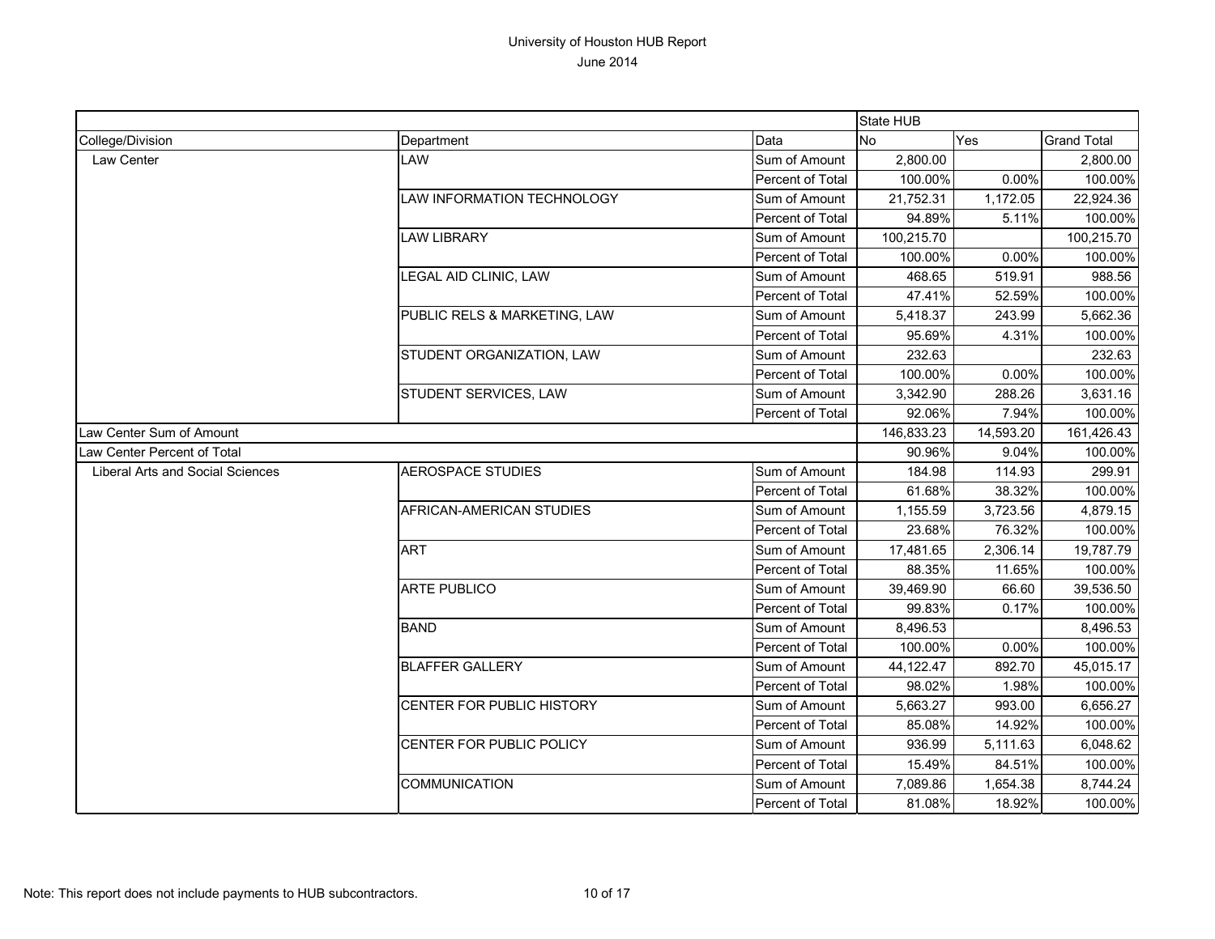# University of Houston HUB Report

June 2014

| | | | State HUB | | |
|---|---|---|---|---|---|
| College/Division | Department | Data | No | Yes | Grand Total |
| Law Center | LAW | Sum of Amount | 2,800.00 | | 2,800.00 |
| | | Percent of Total | 100.00% | 0.00% | 100.00% |
| | LAW INFORMATION TECHNOLOGY | Sum of Amount | 21,752.31 | 1,172.05 | 22,924.36 |
| | | Percent of Total | 94.89% | 5.11% | 100.00% |
| | LAW LIBRARY | Sum of Amount | 100,215.70 | | 100,215.70 |
| | | Percent of Total | 100.00% | 0.00% | 100.00% |
| | LEGAL AID CLINIC, LAW | Sum of Amount | 468.65 | 519.91 | 988.56 |
| | | Percent of Total | 47.41% | 52.59% | 100.00% |
| | PUBLIC RELS & MARKETING, LAW | Sum of Amount | 5,418.37 | 243.99 | 5,662.36 |
| | | Percent of Total | 95.69% | 4.31% | 100.00% |
| | STUDENT ORGANIZATION, LAW | Sum of Amount | 232.63 | | 232.63 |
| | | Percent of Total | 100.00% | 0.00% | 100.00% |
| | STUDENT SERVICES, LAW | Sum of Amount | 3,342.90 | 288.26 | 3,631.16 |
| | | Percent of Total | 92.06% | 7.94% | 100.00% |
| Law Center Sum of Amount | | | 146,833.23 | 14,593.20 | 161,426.43 |
| Law Center Percent of Total | | | 90.96% | 9.04% | 100.00% |
| Liberal Arts and Social Sciences | AEROSPACE STUDIES | Sum of Amount | 184.98 | 114.93 | 299.91 |
| | | Percent of Total | 61.68% | 38.32% | 100.00% |
| | AFRICAN-AMERICAN STUDIES | Sum of Amount | 1,155.59 | 3,723.56 | 4,879.15 |
| | | Percent of Total | 23.68% | 76.32% | 100.00% |
| | ART | Sum of Amount | 17,481.65 | 2,306.14 | 19,787.79 |
| | | Percent of Total | 88.35% | 11.65% | 100.00% |
| | ARTE PUBLICO | Sum of Amount | 39,469.90 | 66.60 | 39,536.50 |
| | | Percent of Total | 99.83% | 0.17% | 100.00% |
| | BAND | Sum of Amount | 8,496.53 | | 8,496.53 |
| | | Percent of Total | 100.00% | 0.00% | 100.00% |
| | BLAFFER GALLERY | Sum of Amount | 44,122.47 | 892.70 | 45,015.17 |
| | | Percent of Total | 98.02% | 1.98% | 100.00% |
| | CENTER FOR PUBLIC HISTORY | Sum of Amount | 5,663.27 | 993.00 | 6,656.27 |
| | | Percent of Total | 85.08% | 14.92% | 100.00% |
| | CENTER FOR PUBLIC POLICY | Sum of Amount | 936.99 | 5,111.63 | 6,048.62 |
| | | Percent of Total | 15.49% | 84.51% | 100.00% |
| | COMMUNICATION | Sum of Amount | 7,089.86 | 1,654.38 | 8,744.24 |
| | | Percent of Total | 81.08% | 18.92% | 100.00% |

Note: This report does not include payments to HUB subcontractors.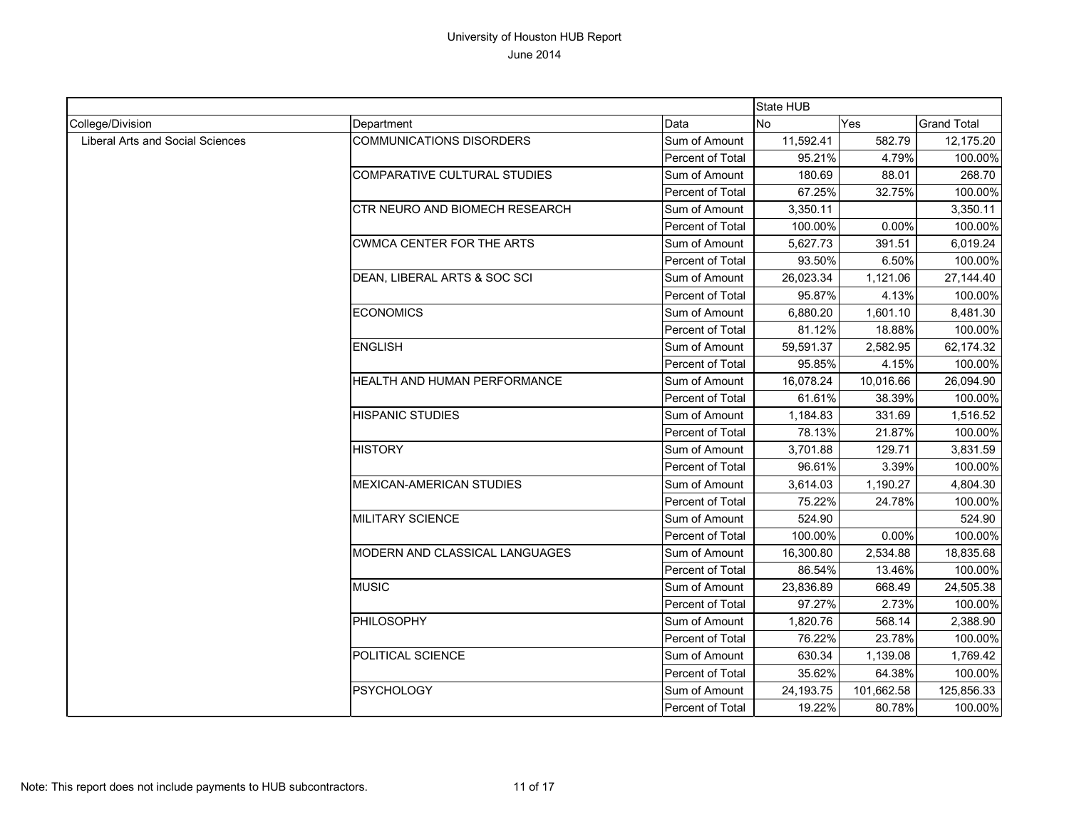# University of Houston HUB Report

June 2014

| | | | State HUB | | |
|---|---|---|---|---|---|
| College/Division | Department | Data | No | Yes | Grand Total |
| Liberal Arts and Social Sciences | COMMUNICATIONS DISORDERS | Sum of Amount | 11,592.41 | 582.79 | 12,175.20 |
| | | Percent of Total | 95.21% | 4.79% | 100.00% |
| | COMPARATIVE CULTURAL STUDIES | Sum of Amount | 180.69 | 88.01 | 268.70 |
| | | Percent of Total | 67.25% | 32.75% | 100.00% |
| | CTR NEURO AND BIOMECH RESEARCH | Sum of Amount | 3,350.11 | | 3,350.11 |
| | | Percent of Total | 100.00% | 0.00% | 100.00% |
| | CWMCA CENTER FOR THE ARTS | Sum of Amount | 5,627.73 | 391.51 | 6,019.24 |
| | | Percent of Total | 93.50% | 6.50% | 100.00% |
| | DEAN, LIBERAL ARTS & SOC SCI | Sum of Amount | 26,023.34 | 1,121.06 | 27,144.40 |
| | | Percent of Total | 95.87% | 4.13% | 100.00% |
| | ECONOMICS | Sum of Amount | 6,880.20 | 1,601.10 | 8,481.30 |
| | | Percent of Total | 81.12% | 18.88% | 100.00% |
| | ENGLISH | Sum of Amount | 59,591.37 | 2,582.95 | 62,174.32 |
| | | Percent of Total | 95.85% | 4.15% | 100.00% |
| | HEALTH AND HUMAN PERFORMANCE | Sum of Amount | 16,078.24 | 10,016.66 | 26,094.90 |
| | | Percent of Total | 61.61% | 38.39% | 100.00% |
| | HISPANIC STUDIES | Sum of Amount | 1,184.83 | 331.69 | 1,516.52 |
| | | Percent of Total | 78.13% | 21.87% | 100.00% |
| | HISTORY | Sum of Amount | 3,701.88 | 129.71 | 3,831.59 |
| | | Percent of Total | 96.61% | 3.39% | 100.00% |
| | MEXICAN-AMERICAN STUDIES | Sum of Amount | 3,614.03 | 1,190.27 | 4,804.30 |
| | | Percent of Total | 75.22% | 24.78% | 100.00% |
| | MILITARY SCIENCE | Sum of Amount | 524.90 | | 524.90 |
| | | Percent of Total | 100.00% | 0.00% | 100.00% |
| | MODERN AND CLASSICAL LANGUAGES | Sum of Amount | 16,300.80 | 2,534.88 | 18,835.68 |
| | | Percent of Total | 86.54% | 13.46% | 100.00% |
| | MUSIC | Sum of Amount | 23,836.89 | 668.49 | 24,505.38 |
| | | Percent of Total | 97.27% | 2.73% | 100.00% |
| | PHILOSOPHY | Sum of Amount | 1,820.76 | 568.14 | 2,388.90 |
| | | Percent of Total | 76.22% | 23.78% | 100.00% |
| | POLITICAL SCIENCE | Sum of Amount | 630.34 | 1,139.08 | 1,769.42 |
| | | Percent of Total | 35.62% | 64.38% | 100.00% |
| | PSYCHOLOGY | Sum of Amount | 24,193.75 | 101,662.58 | 125,856.33 |
| | | Percent of Total | 19.22% | 80.78% | 100.00% |

Note: This report does not include payments to HUB subcontractors.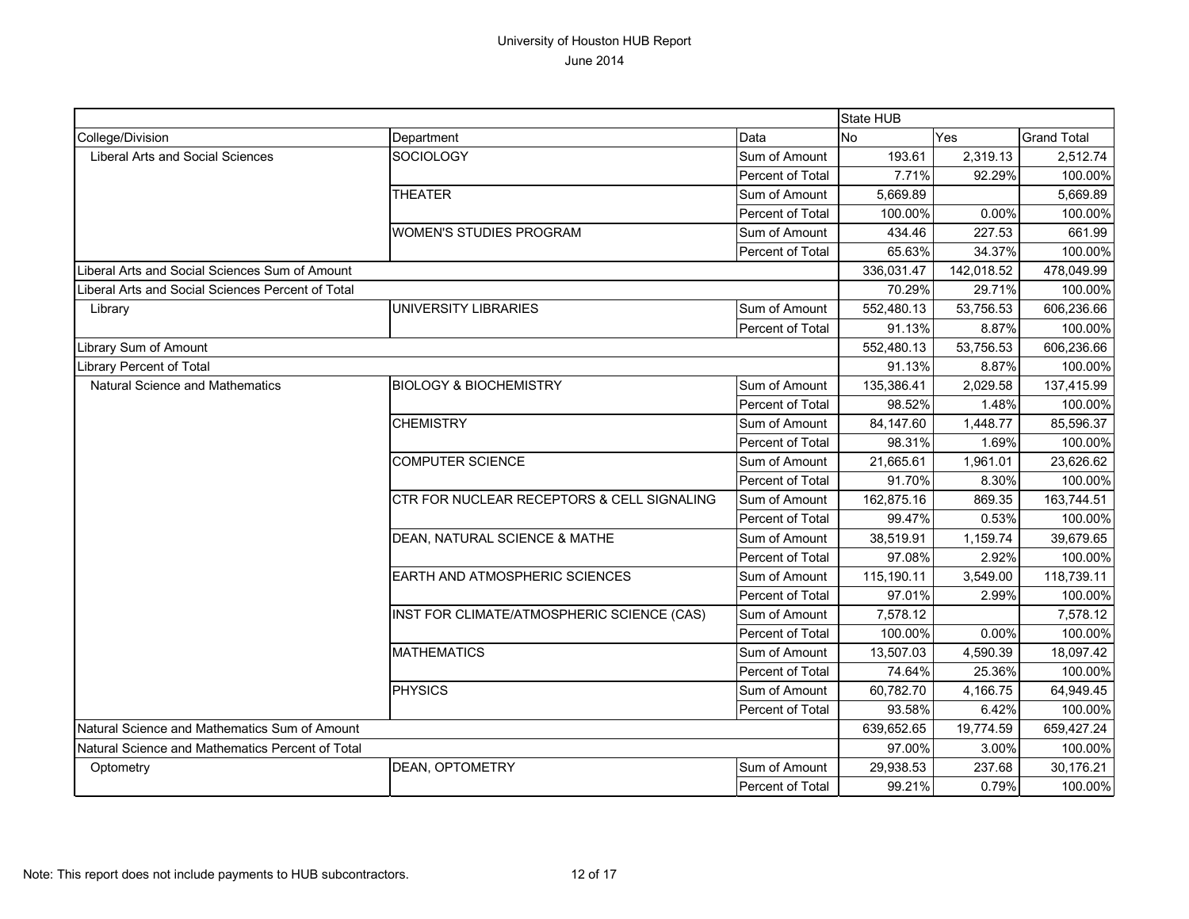# University of Houston HUB Report

June 2014

| | | | State HUB | | |
|---|---|---|---|---|---|
| College/Division | Department | Data | No | Yes | Grand Total |
| Liberal Arts and Social Sciences | SOCIOLOGY | Sum of Amount | 193.61 | 2,319.13 | 2,512.74 |
| | | Percent of Total | 7.71% | 92.29% | 100.00% |
| | THEATER | Sum of Amount | 5,669.89 | | 5,669.89 |
| | | Percent of Total | 100.00% | 0.00% | 100.00% |
| | WOMEN'S STUDIES PROGRAM | Sum of Amount | 434.46 | 227.53 | 661.99 |
| | | Percent of Total | 65.63% | 34.37% | 100.00% |
| Liberal Arts and Social Sciences Sum of Amount | | | 336,031.47 | 142,018.52 | 478,049.99 |
| Liberal Arts and Social Sciences Percent of Total | | | 70.29% | 29.71% | 100.00% |
| Library | UNIVERSITY LIBRARIES | Sum of Amount | 552,480.13 | 53,756.53 | 606,236.66 |
| | | Percent of Total | 91.13% | 8.87% | 100.00% |
| Library Sum of Amount | | | 552,480.13 | 53,756.53 | 606,236.66 |
| Library Percent of Total | | | 91.13% | 8.87% | 100.00% |
| Natural Science and Mathematics | BIOLOGY & BIOCHEMISTRY | Sum of Amount | 135,386.41 | 2,029.58 | 137,415.99 |
| | | Percent of Total | 98.52% | 1.48% | 100.00% |
| | CHEMISTRY | Sum of Amount | 84,147.60 | 1,448.77 | 85,596.37 |
| | | Percent of Total | 98.31% | 1.69% | 100.00% |
| | COMPUTER SCIENCE | Sum of Amount | 21,665.61 | 1,961.01 | 23,626.62 |
| | | Percent of Total | 91.70% | 8.30% | 100.00% |
| | CTR FOR NUCLEAR RECEPTORS & CELL SIGNALING | Sum of Amount | 162,875.16 | 869.35 | 163,744.51 |
| | | Percent of Total | 99.47% | 0.53% | 100.00% |
| | DEAN, NATURAL SCIENCE & MATHE | Sum of Amount | 38,519.91 | 1,159.74 | 39,679.65 |
| | | Percent of Total | 97.08% | 2.92% | 100.00% |
| | EARTH AND ATMOSPHERIC SCIENCES | Sum of Amount | 115,190.11 | 3,549.00 | 118,739.11 |
| | | Percent of Total | 97.01% | 2.99% | 100.00% |
| | INST FOR CLIMATE/ATMOSPHERIC SCIENCE (CAS) | Sum of Amount | 7,578.12 | | 7,578.12 |
| | | Percent of Total | 100.00% | 0.00% | 100.00% |
| | MATHEMATICS | Sum of Amount | 13,507.03 | 4,590.39 | 18,097.42 |
| | | Percent of Total | 74.64% | 25.36% | 100.00% |
| | PHYSICS | Sum of Amount | 60,782.70 | 4,166.75 | 64,949.45 |
| | | Percent of Total | 93.58% | 6.42% | 100.00% |
| Natural Science and Mathematics Sum of Amount | | | 639,652.65 | 19,774.59 | 659,427.24 |
| Natural Science and Mathematics Percent of Total | | | 97.00% | 3.00% | 100.00% |
| Optometry | DEAN, OPTOMETRY | Sum of Amount | 29,938.53 | 237.68 | 30,176.21 |
| | | Percent of Total | 99.21% | 0.79% | 100.00% |

Note: This report does not include payments to HUB subcontractors.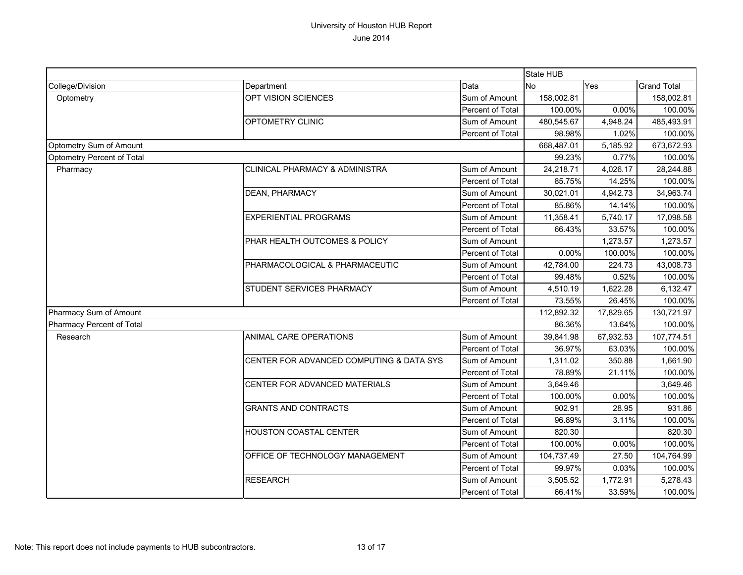# University of Houston HUB Report

June 2014

| | | | State HUB | | |
|---|---|---|---|---|---|
| College/Division | Department | Data | No | Yes | Grand Total |
| Optometry | OPT VISION SCIENCES | Sum of Amount | 158,002.81 | | 158,002.81 |
| | | Percent of Total | 100.00% | 0.00% | 100.00% |
| | OPTOMETRY CLINIC | Sum of Amount | 480,545.67 | 4,948.24 | 485,493.91 |
| | | Percent of Total | 98.98% | 1.02% | 100.00% |
| Optometry Sum of Amount | | | 668,487.01 | 5,185.92 | 673,672.93 |
| Optometry Percent of Total | | | 99.23% | 0.77% | 100.00% |
| Pharmacy | CLINICAL PHARMACY & ADMINISTRA | Sum of Amount | 24,218.71 | 4,026.17 | 28,244.88 |
| | | Percent of Total | 85.75% | 14.25% | 100.00% |
| | DEAN, PHARMACY | Sum of Amount | 30,021.01 | 4,942.73 | 34,963.74 |
| | | Percent of Total | 85.86% | 14.14% | 100.00% |
| | EXPERIENTIAL PROGRAMS | Sum of Amount | 11,358.41 | 5,740.17 | 17,098.58 |
| | | Percent of Total | 66.43% | 33.57% | 100.00% |
| | PHAR HEALTH OUTCOMES & POLICY | Sum of Amount | | 1,273.57 | 1,273.57 |
| | | Percent of Total | 0.00% | 100.00% | 100.00% |
| | PHARMACOLOGICAL & PHARMACEUTIC | Sum of Amount | 42,784.00 | 224.73 | 43,008.73 |
| | | Percent of Total | 99.48% | 0.52% | 100.00% |
| | STUDENT SERVICES PHARMACY | Sum of Amount | 4,510.19 | 1,622.28 | 6,132.47 |
| | | Percent of Total | 73.55% | 26.45% | 100.00% |
| Pharmacy Sum of Amount | | | 112,892.32 | 17,829.65 | 130,721.97 |
| Pharmacy Percent of Total | | | 86.36% | 13.64% | 100.00% |
| Research | ANIMAL CARE OPERATIONS | Sum of Amount | 39,841.98 | 67,932.53 | 107,774.51 |
| | | Percent of Total | 36.97% | 63.03% | 100.00% |
| | CENTER FOR ADVANCED COMPUTING & DATA SYS | Sum of Amount | 1,311.02 | 350.88 | 1,661.90 |
| | | Percent of Total | 78.89% | 21.11% | 100.00% |
| | CENTER FOR ADVANCED MATERIALS | Sum of Amount | 3,649.46 | | 3,649.46 |
| | | Percent of Total | 100.00% | 0.00% | 100.00% |
| | GRANTS AND CONTRACTS | Sum of Amount | 902.91 | 28.95 | 931.86 |
| | | Percent of Total | 96.89% | 3.11% | 100.00% |
| | HOUSTON COASTAL CENTER | Sum of Amount | 820.30 | | 820.30 |
| | | Percent of Total | 100.00% | 0.00% | 100.00% |
| | OFFICE OF TECHNOLOGY MANAGEMENT | Sum of Amount | 104,737.49 | 27.50 | 104,764.99 |
| | | Percent of Total | 99.97% | 0.03% | 100.00% |
| | RESEARCH | Sum of Amount | 3,505.52 | 1,772.91 | 5,278.43 |
| | | Percent of Total | 66.41% | 33.59% | 100.00% |

Note: This report does not include payments to HUB subcontractors.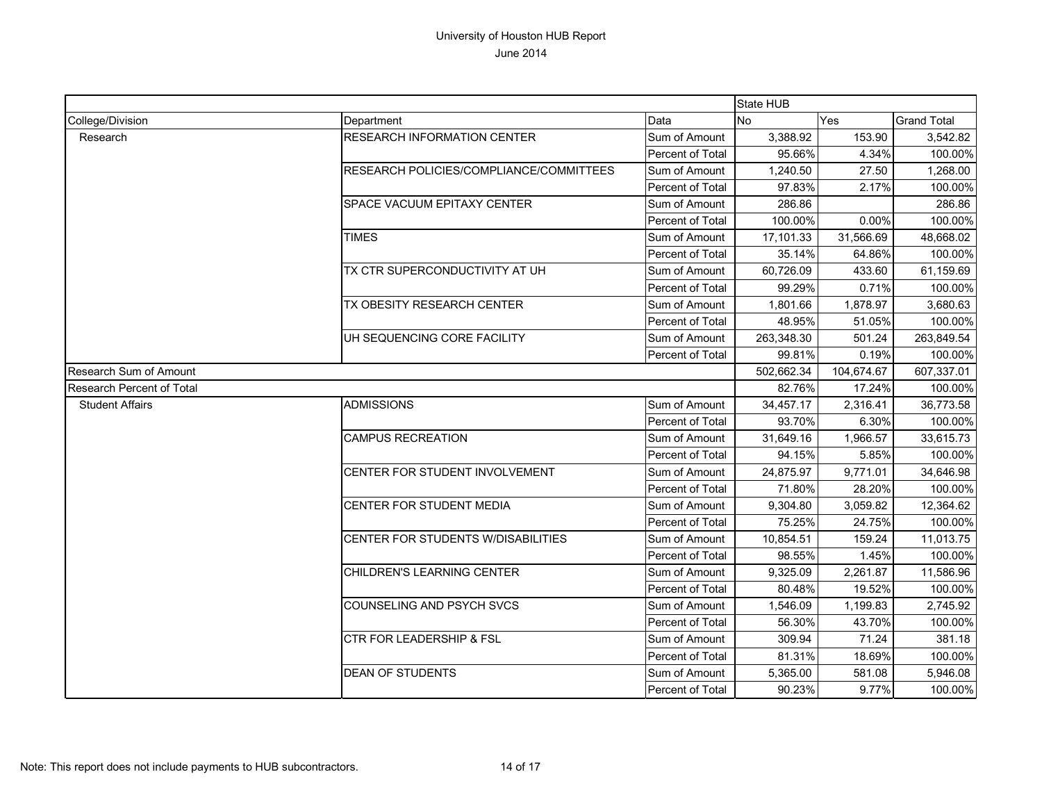University of Houston HUB Report
June 2014

| | | | State HUB | | |
|---|---|---|---|---|---|
| College/Division | Department | Data | No | Yes | Grand Total |
| Research | RESEARCH INFORMATION CENTER | Sum of Amount | 3,388.92 | 153.90 | 3,542.82 |
| | | Percent of Total | 95.66% | 4.34% | 100.00% |
| | RESEARCH POLICIES/COMPLIANCE/COMMITTEES | Sum of Amount | 1,240.50 | 27.50 | 1,268.00 |
| | | Percent of Total | 97.83% | 2.17% | 100.00% |
| | SPACE VACUUM EPITAXY CENTER | Sum of Amount | 286.86 | | 286.86 |
| | | Percent of Total | 100.00% | 0.00% | 100.00% |
| | TIMES | Sum of Amount | 17,101.33 | 31,566.69 | 48,668.02 |
| | | Percent of Total | 35.14% | 64.86% | 100.00% |
| | TX CTR SUPERCONDUCTIVITY AT UH | Sum of Amount | 60,726.09 | 433.60 | 61,159.69 |
| | | Percent of Total | 99.29% | 0.71% | 100.00% |
| | TX OBESITY RESEARCH CENTER | Sum of Amount | 1,801.66 | 1,878.97 | 3,680.63 |
| | | Percent of Total | 48.95% | 51.05% | 100.00% |
| | UH SEQUENCING CORE FACILITY | Sum of Amount | 263,348.30 | 501.24 | 263,849.54 |
| | | Percent of Total | 99.81% | 0.19% | 100.00% |
| Research Sum of Amount | | | 502,662.34 | 104,674.67 | 607,337.01 |
| Research Percent of Total | | | 82.76% | 17.24% | 100.00% |
| Student Affairs | ADMISSIONS | Sum of Amount | 34,457.17 | 2,316.41 | 36,773.58 |
| | | Percent of Total | 93.70% | 6.30% | 100.00% |
| | CAMPUS RECREATION | Sum of Amount | 31,649.16 | 1,966.57 | 33,615.73 |
| | | Percent of Total | 94.15% | 5.85% | 100.00% |
| | CENTER FOR STUDENT INVOLVEMENT | Sum of Amount | 24,875.97 | 9,771.01 | 34,646.98 |
| | | Percent of Total | 71.80% | 28.20% | 100.00% |
| | CENTER FOR STUDENT MEDIA | Sum of Amount | 9,304.80 | 3,059.82 | 12,364.62 |
| | | Percent of Total | 75.25% | 24.75% | 100.00% |
| | CENTER FOR STUDENTS W/DISABILITIES | Sum of Amount | 10,854.51 | 159.24 | 11,013.75 |
| | | Percent of Total | 98.55% | 1.45% | 100.00% |
| | CHILDREN'S LEARNING CENTER | Sum of Amount | 9,325.09 | 2,261.87 | 11,586.96 |
| | | Percent of Total | 80.48% | 19.52% | 100.00% |
| | COUNSELING AND PSYCH SVCS | Sum of Amount | 1,546.09 | 1,199.83 | 2,745.92 |
| | | Percent of Total | 56.30% | 43.70% | 100.00% |
| | CTR FOR LEADERSHIP & FSL | Sum of Amount | 309.94 | 71.24 | 381.18 |
| | | Percent of Total | 81.31% | 18.69% | 100.00% |
| | DEAN OF STUDENTS | Sum of Amount | 5,365.00 | 581.08 | 5,946.08 |
| | | Percent of Total | 90.23% | 9.77% | 100.00% |

Note: This report does not include payments to HUB subcontractors.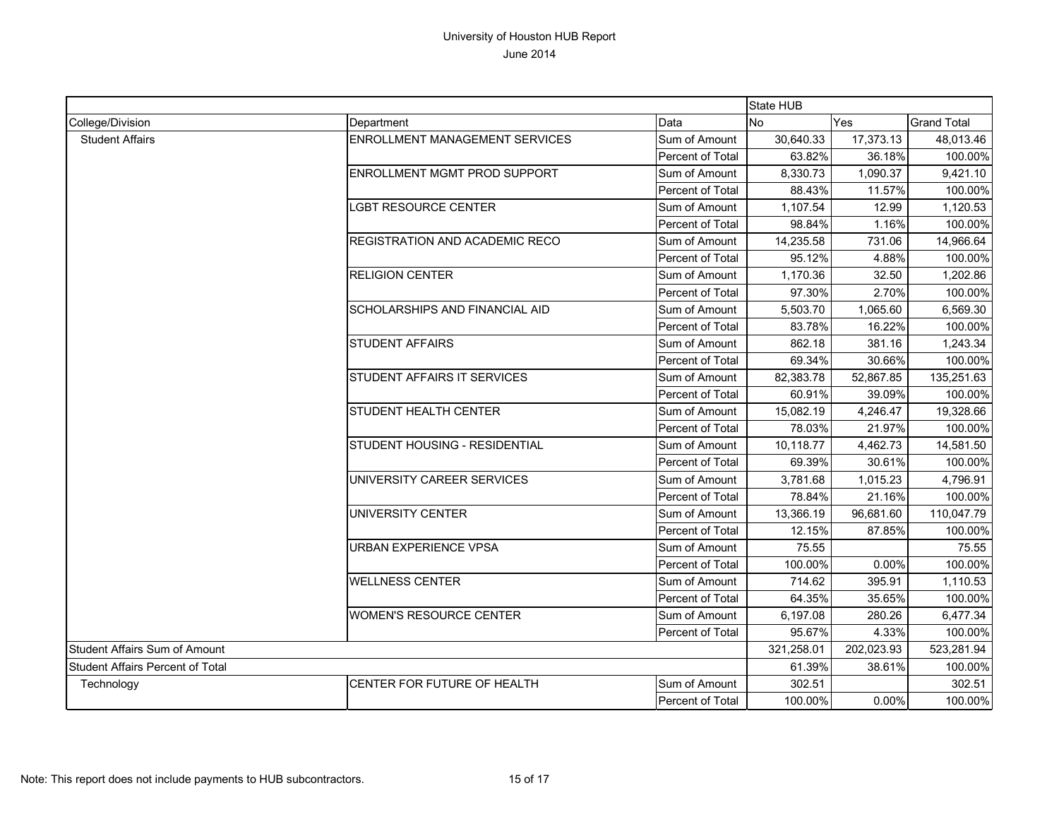# University of Houston HUB Report

June 2014

| | | | State HUB | | |
|---|---|---|---|---|---|
| College/Division | Department | Data | No | Yes | Grand Total |
| Student Affairs | ENROLLMENT MANAGEMENT SERVICES | Sum of Amount | 30,640.33 | 17,373.13 | 48,013.46 |
| | | Percent of Total | 63.82% | 36.18% | 100.00% |
| | ENROLLMENT MGMT PROD SUPPORT | Sum of Amount | 8,330.73 | 1,090.37 | 9,421.10 |
| | | Percent of Total | 88.43% | 11.57% | 100.00% |
| | LGBT RESOURCE CENTER | Sum of Amount | 1,107.54 | 12.99 | 1,120.53 |
| | | Percent of Total | 98.84% | 1.16% | 100.00% |
| | REGISTRATION AND ACADEMIC RECO | Sum of Amount | 14,235.58 | 731.06 | 14,966.64 |
| | | Percent of Total | 95.12% | 4.88% | 100.00% |
| | RELIGION CENTER | Sum of Amount | 1,170.36 | 32.50 | 1,202.86 |
| | | Percent of Total | 97.30% | 2.70% | 100.00% |
| | SCHOLARSHIPS AND FINANCIAL AID | Sum of Amount | 5,503.70 | 1,065.60 | 6,569.30 |
| | | Percent of Total | 83.78% | 16.22% | 100.00% |
| | STUDENT AFFAIRS | Sum of Amount | 862.18 | 381.16 | 1,243.34 |
| | | Percent of Total | 69.34% | 30.66% | 100.00% |
| | STUDENT AFFAIRS IT SERVICES | Sum of Amount | 82,383.78 | 52,867.85 | 135,251.63 |
| | | Percent of Total | 60.91% | 39.09% | 100.00% |
| | STUDENT HEALTH CENTER | Sum of Amount | 15,082.19 | 4,246.47 | 19,328.66 |
| | | Percent of Total | 78.03% | 21.97% | 100.00% |
| | STUDENT HOUSING - RESIDENTIAL | Sum of Amount | 10,118.77 | 4,462.73 | 14,581.50 |
| | | Percent of Total | 69.39% | 30.61% | 100.00% |
| | UNIVERSITY CAREER SERVICES | Sum of Amount | 3,781.68 | 1,015.23 | 4,796.91 |
| | | Percent of Total | 78.84% | 21.16% | 100.00% |
| | UNIVERSITY CENTER | Sum of Amount | 13,366.19 | 96,681.60 | 110,047.79 |
| | | Percent of Total | 12.15% | 87.85% | 100.00% |
| | URBAN EXPERIENCE VPSA | Sum of Amount | 75.55 | | 75.55 |
| | | Percent of Total | 100.00% | 0.00% | 100.00% |
| | WELLNESS CENTER | Sum of Amount | 714.62 | 395.91 | 1,110.53 |
| | | Percent of Total | 64.35% | 35.65% | 100.00% |
| | WOMEN'S RESOURCE CENTER | Sum of Amount | 6,197.08 | 280.26 | 6,477.34 |
| | | Percent of Total | 95.67% | 4.33% | 100.00% |
| Student Affairs Sum of Amount | | | 321,258.01 | 202,023.93 | 523,281.94 |
| Student Affairs Percent of Total | | | 61.39% | 38.61% | 100.00% |
| Technology | CENTER FOR FUTURE OF HEALTH | Sum of Amount | 302.51 | | 302.51 |
| | | Percent of Total | 100.00% | 0.00% | 100.00% |

Note: This report does not include payments to HUB subcontractors.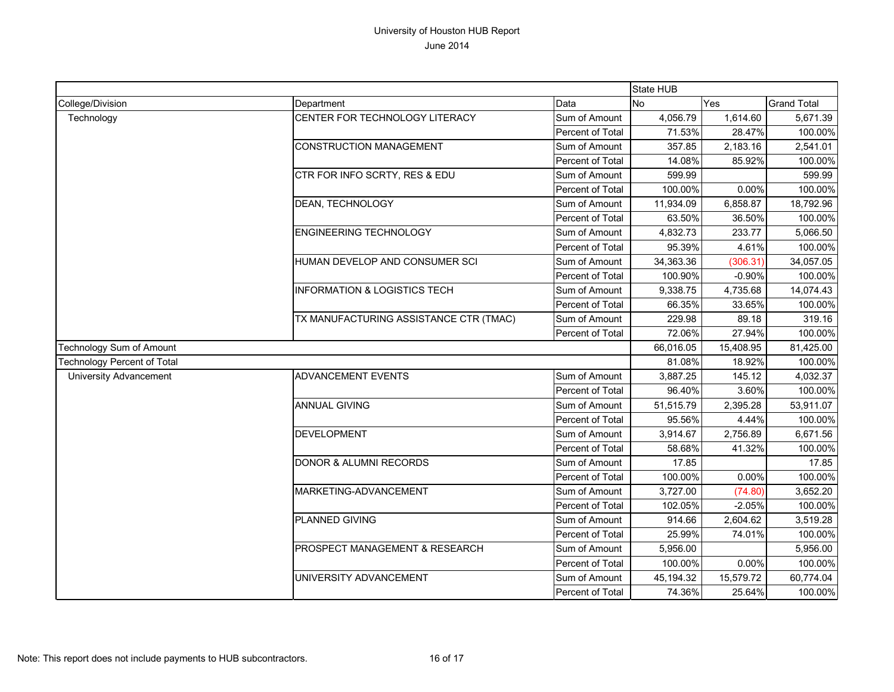# University of Houston HUB Report

June 2014

| | | | State HUB | | |
|---|---|---|---|---|---|
| College/Division | Department | Data | No | Yes | Grand Total |
| Technology | CENTER FOR TECHNOLOGY LITERACY | Sum of Amount | 4,056.79 | 1,614.60 | 5,671.39 |
| | | Percent of Total | 71.53% | 28.47% | 100.00% |
| | CONSTRUCTION MANAGEMENT | Sum of Amount | 357.85 | 2,183.16 | 2,541.01 |
| | | Percent of Total | 14.08% | 85.92% | 100.00% |
| | CTR FOR INFO SCRTY, RES & EDU | Sum of Amount | 599.99 | | 599.99 |
| | | Percent of Total | 100.00% | 0.00% | 100.00% |
| | DEAN, TECHNOLOGY | Sum of Amount | 11,934.09 | 6,858.87 | 18,792.96 |
| | | Percent of Total | 63.50% | 36.50% | 100.00% |
| | ENGINEERING TECHNOLOGY | Sum of Amount | 4,832.73 | 233.77 | 5,066.50 |
| | | Percent of Total | 95.39% | 4.61% | 100.00% |
| | HUMAN DEVELOP AND CONSUMER SCI | Sum of Amount | 34,363.36 | (306.31) | 34,057.05 |
| | | Percent of Total | 100.90% | -0.90% | 100.00% |
| | INFORMATION & LOGISTICS TECH | Sum of Amount | 9,338.75 | 4,735.68 | 14,074.43 |
| | | Percent of Total | 66.35% | 33.65% | 100.00% |
| | TX MANUFACTURING ASSISTANCE CTR (TMAC) | Sum of Amount | 229.98 | 89.18 | 319.16 |
| | | Percent of Total | 72.06% | 27.94% | 100.00% |
| Technology Sum of Amount | | | 66,016.05 | 15,408.95 | 81,425.00 |
| Technology Percent of Total | | | 81.08% | 18.92% | 100.00% |
| University Advancement | ADVANCEMENT EVENTS | Sum of Amount | 3,887.25 | 145.12 | 4,032.37 |
| | | Percent of Total | 96.40% | 3.60% | 100.00% |
| | ANNUAL GIVING | Sum of Amount | 51,515.79 | 2,395.28 | 53,911.07 |
| | | Percent of Total | 95.56% | 4.44% | 100.00% |
| | DEVELOPMENT | Sum of Amount | 3,914.67 | 2,756.89 | 6,671.56 |
| | | Percent of Total | 58.68% | 41.32% | 100.00% |
| | DONOR & ALUMNI RECORDS | Sum of Amount | 17.85 | | 17.85 |
| | | Percent of Total | 100.00% | 0.00% | 100.00% |
| | MARKETING-ADVANCEMENT | Sum of Amount | 3,727.00 | (74.80) | 3,652.20 |
| | | Percent of Total | 102.05% | -2.05% | 100.00% |
| | PLANNED GIVING | Sum of Amount | 914.66 | 2,604.62 | 3,519.28 |
| | | Percent of Total | 25.99% | 74.01% | 100.00% |
| | PROSPECT MANAGEMENT & RESEARCH | Sum of Amount | 5,956.00 | | 5,956.00 |
| | | Percent of Total | 100.00% | 0.00% | 100.00% |
| | UNIVERSITY ADVANCEMENT | Sum of Amount | 45,194.32 | 15,579.72 | 60,774.04 |
| | | Percent of Total | 74.36% | 25.64% | 100.00% |

Note: This report does not include payments to HUB subcontractors.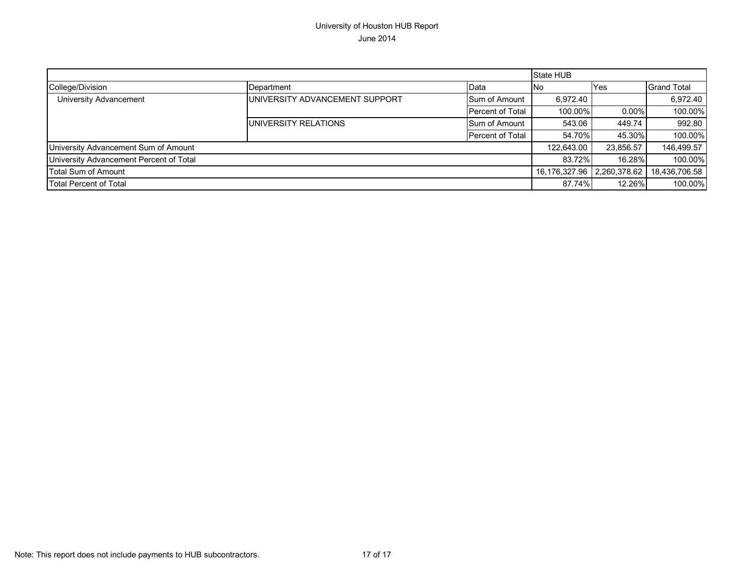University of Houston HUB Report

June 2014

| | | | State HUB | | |
|---|---|---|---|---|---|
| College/Division | Department | Data | No | Yes | Grand Total |
| University Advancement | UNIVERSITY ADVANCEMENT SUPPORT | Sum of Amount | 6,972.40 | | 6,972.40 |
| | | Percent of Total | 100.00% | 0.00% | 100.00% |
| | UNIVERSITY RELATIONS | Sum of Amount | 543.06 | 449.74 | 992.80 |
| | | Percent of Total | 54.70% | 45.30% | 100.00% |
| University Advancement Sum of Amount | | | 122,643.00 | 23,856.57 | 146,499.57 |
| University Advancement Percent of Total | | | 83.72% | 16.28% | 100.00% |
| Total Sum of Amount | | | 16,176,327.96 | 2,260,378.62 | 18,436,706.58 |
| Total Percent of Total | | | 87.74% | 12.26% | 100.00% |

Note: This report does not include payments to HUB subcontractors.